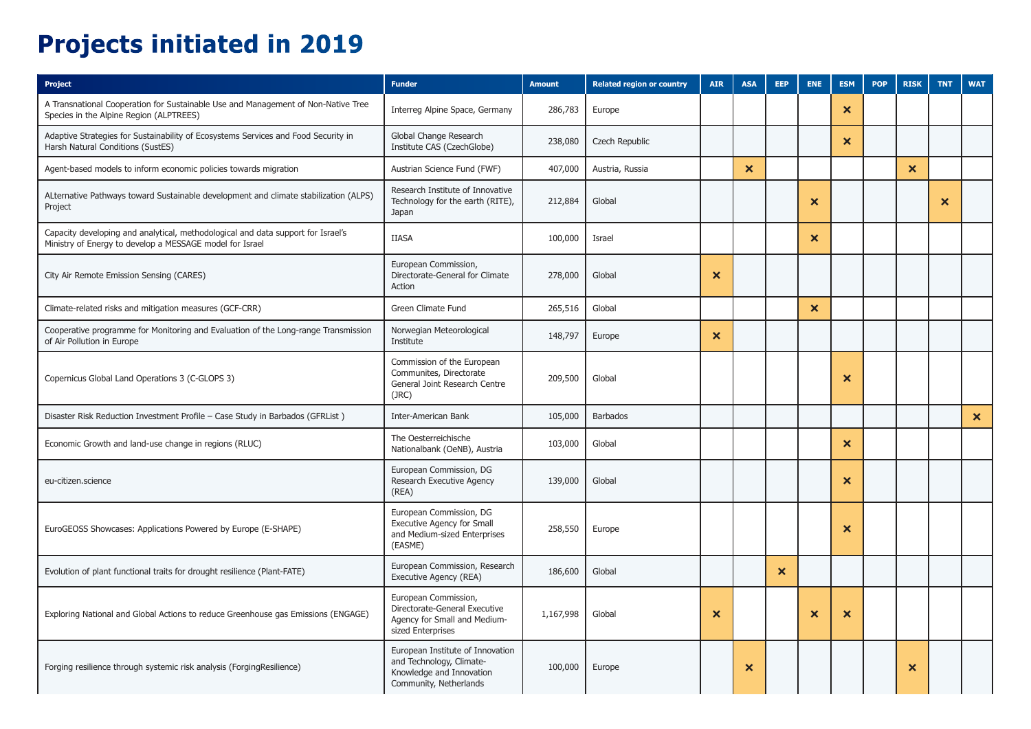# Projects initiated in 2019

| Project | Funder | Amount | Related region or country | AIR | ASA | EEP | ENE | ESM | POP | RISK | TNT | WAT |
|---|---|---|---|---|---|---|---|---|---|---|---|---|
| A Transnational Cooperation for Sustainable Use and Management of Non-Native Tree Species in the Alpine Region (ALPTREES) | Interreg Alpine Space, Germany | 286,783 | Europe | | | | | × | | | | |
| Adaptive Strategies for Sustainability of Ecosystems Services and Food Security in Harsh Natural Conditions (SustES) | Global Change Research Institute CAS (CzechGlobe) | 238,080 | Czech Republic | | | | | × | | | | |
| Agent-based models to inform economic policies towards migration | Austrian Science Fund (FWF) | 407,000 | Austria, Russia | | × | | | | | × | | |
| ALternative Pathways toward Sustainable development and climate stabilization (ALPS) Project | Research Institute of Innovative Technology for the earth (RITE), Japan | 212,884 | Global | | | | × | | | | × | |
| Capacity developing and analytical, methodological and data support for Israel's Ministry of Energy to develop a MESSAGE model for Israel | IIASA | 100,000 | Israel | | | | × | | | | | |
| City Air Remote Emission Sensing (CARES) | European Commission, Directorate-General for Climate Action | 278,000 | Global | × | | | | | | | | |
| Climate-related risks and mitigation measures (GCF-CRR) | Green Climate Fund | 265,516 | Global | | | | × | | | | | |
| Cooperative programme for Monitoring and Evaluation of the Long-range Transmission of Air Pollution in Europe | Norwegian Meteorological Institute | 148,797 | Europe | × | | | | | | | | |
| Copernicus Global Land Operations 3 (C-GLOPS 3) | Commission of the European Communites, Directorate General Joint Research Centre (JRC) | 209,500 | Global | | | | | × | | | | |
| Disaster Risk Reduction Investment Profile – Case Study in Barbados (GFRList ) | Inter-American Bank | 105,000 | Barbados | | | | | | | | | × |
| Economic Growth and land-use change in regions (RLUC) | The Oesterreichische Nationalbank (OeNB), Austria | 103,000 | Global | | | | | × | | | | |
| eu-citizen.science | European Commission, DG Research Executive Agency (REA) | 139,000 | Global | | | | | × | | | | |
| EuroGEOSS Showcases: Applications Powered by Europe (E-SHAPE) | European Commission, DG Executive Agency for Small and Medium-sized Enterprises (EASME) | 258,550 | Europe | | | | | × | | | | |
| Evolution of plant functional traits for drought resilience (Plant-FATE) | European Commission, Research Executive Agency (REA) | 186,600 | Global | | | × | | | | | | |
| Exploring National and Global Actions to reduce Greenhouse gas Emissions (ENGAGE) | European Commission, Directorate-General Executive Agency for Small and Medium-sized Enterprises | 1,167,998 | Global | × | | | × | × | | | | |
| Forging resilience through systemic risk analysis (ForgingResilience) | European Institute of Innovation and Technology, Climate-Knowledge and Innovation Community, Netherlands | 100,000 | Europe | | × | | | | | × | | |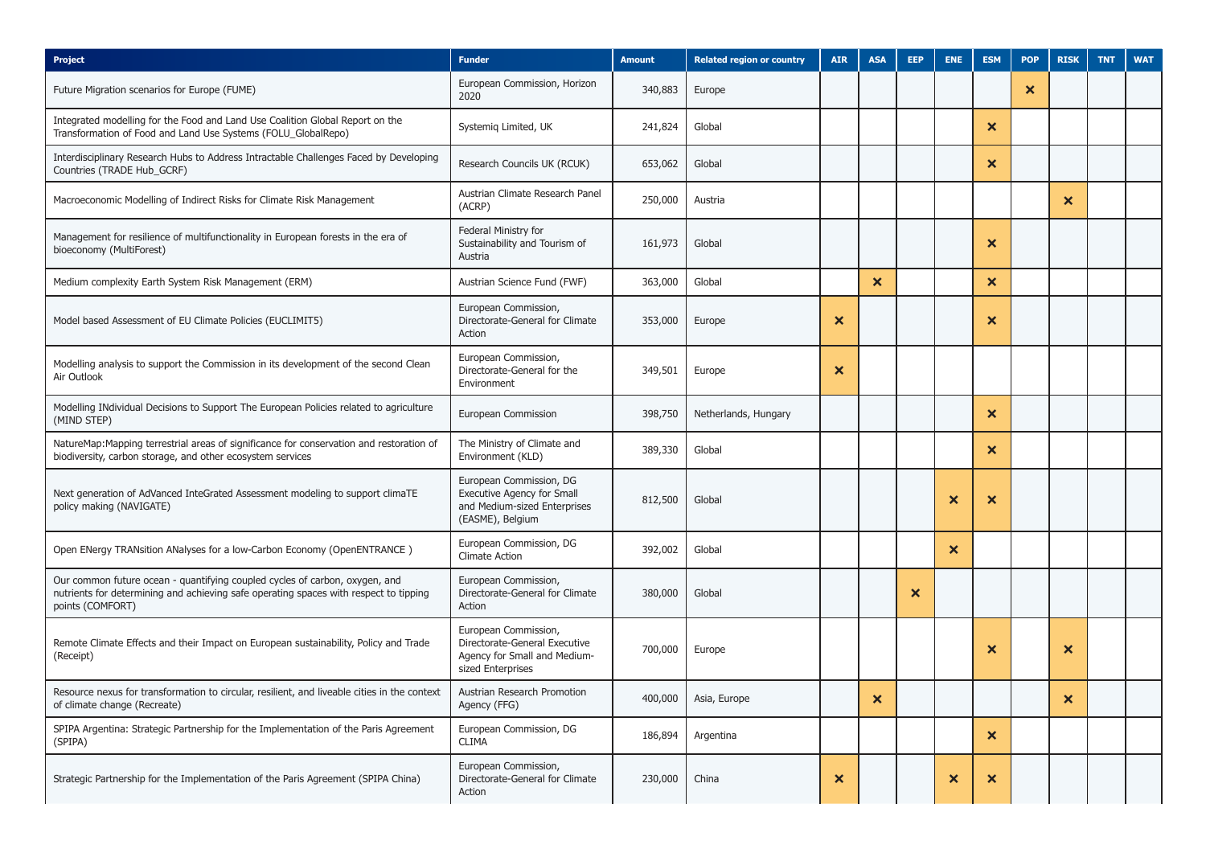| Project | Funder | Amount | Related region or country | AIR | ASA | EEP | ENE | ESM | POP | RISK | TNT | WAT |
|---|---|---|---|---|---|---|---|---|---|---|---|---|
| Future Migration scenarios for Europe (FUME) | European Commission, Horizon 2020 | 340,883 | Europe | | | | | | × | | | |
| Integrated modelling for the Food and Land Use Coalition Global Report on the Transformation of Food and Land Use Systems (FOLU_GlobalRepo) | Systemiq Limited, UK | 241,824 | Global | | | | | × | | | | |
| Interdisciplinary Research Hubs to Address Intractable Challenges Faced by Developing Countries (TRADE Hub_GCRF) | Research Councils UK (RCUK) | 653,062 | Global | | | | | × | | | | |
| Macroeconomic Modelling of Indirect Risks for Climate Risk Management | Austrian Climate Research Panel (ACRP) | 250,000 | Austria | | | | | | | × | | |
| Management for resilience of multifunctionality in European forests in the era of bioeconomy (MultiForest) | Federal Ministry for Sustainability and Tourism of Austria | 161,973 | Global | | | | | × | | | | |
| Medium complexity Earth System Risk Management (ERM) | Austrian Science Fund (FWF) | 363,000 | Global | | × | | | × | | | | |
| Model based Assessment of EU Climate Policies (EUCLIMIT5) | European Commission, Directorate-General for Climate Action | 353,000 | Europe | × | | | | × | | | | |
| Modelling analysis to support the Commission in its development of the second Clean Air Outlook | European Commission, Directorate-General for the Environment | 349,501 | Europe | × | | | | | | | | |
| Modelling INdividual Decisions to Support The European Policies related to agriculture (MIND STEP) | European Commission | 398,750 | Netherlands, Hungary | | | | | × | | | | |
| NatureMap:Mapping terrestrial areas of significance for conservation and restoration of biodiversity, carbon storage, and other ecosystem services | The Ministry of Climate and Environment (KLD) | 389,330 | Global | | | | | × | | | | |
| Next generation of AdVanced InteGrated Assessment modeling to support climaTE policy making (NAVIGATE) | European Commission, DG Executive Agency for Small and Medium-sized Enterprises (EASME), Belgium | 812,500 | Global | | | | × | × | | | | |
| Open ENergy TRANsition ANalyses for a low-Carbon Economy (OpenENTRANCE ) | European Commission, DG Climate Action | 392,002 | Global | | | | × | | | | | |
| Our common future ocean - quantifying coupled cycles of carbon, oxygen, and nutrients for determining and achieving safe operating spaces with respect to tipping points (COMFORT) | European Commission, Directorate-General for Climate Action | 380,000 | Global | | | × | | | | | | |
| Remote Climate Effects and their Impact on European sustainability, Policy and Trade (Receipt) | European Commission, Directorate-General Executive Agency for Small and Medium-sized Enterprises | 700,000 | Europe | | | | | × | | × | | |
| Resource nexus for transformation to circular, resilient, and liveable cities in the context of climate change (Recreate) | Austrian Research Promotion Agency (FFG) | 400,000 | Asia, Europe | | × | | | | | × | | |
| SPIPA Argentina: Strategic Partnership for the Implementation of the Paris Agreement (SPIPA) | European Commission, DG CLIMA | 186,894 | Argentina | | | | | × | | | | |
| Strategic Partnership for the Implementation of the Paris Agreement (SPIPA China) | European Commission, Directorate-General for Climate Action | 230,000 | China | × | | | × | × | | | | |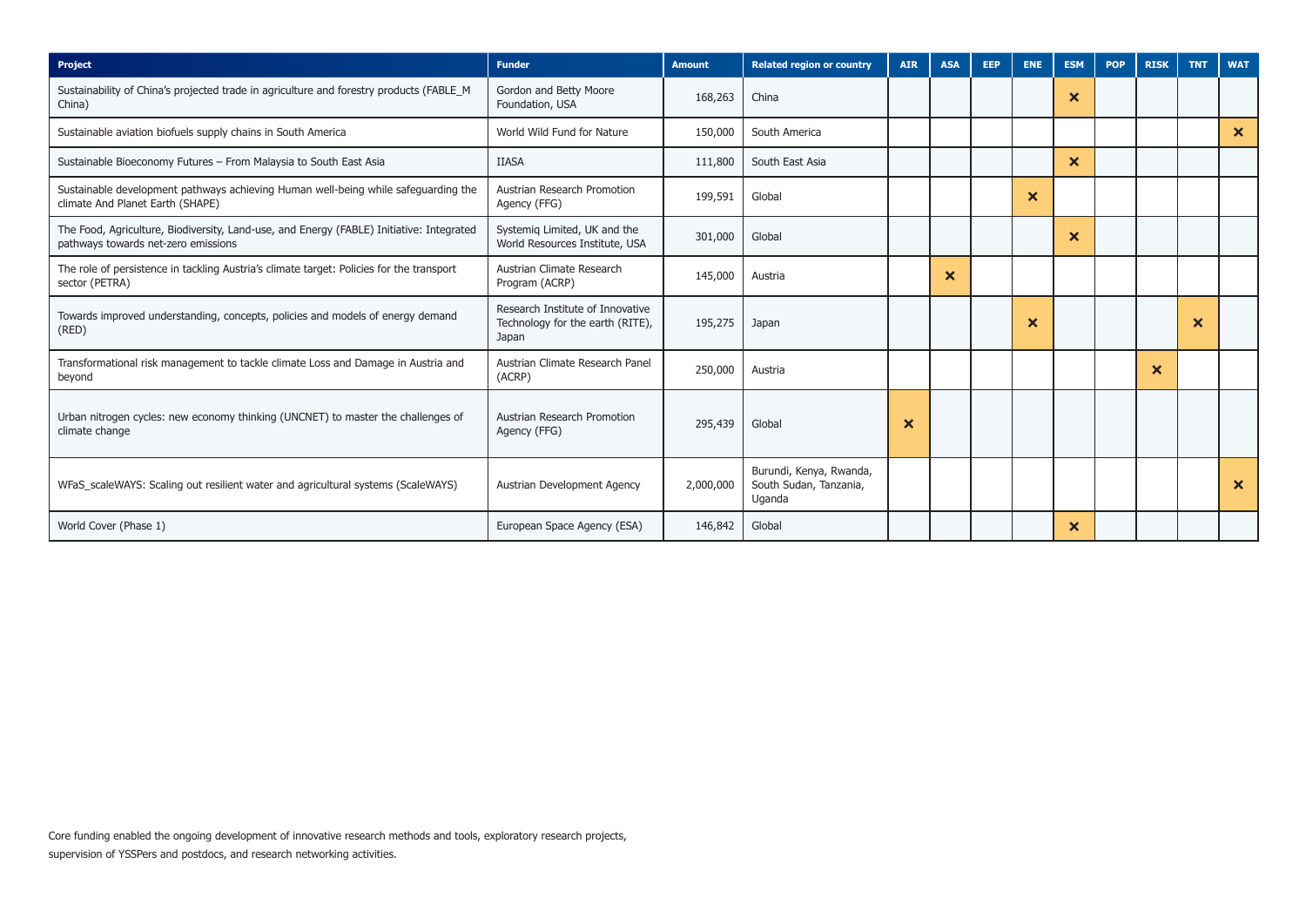| Project | Funder | Amount | Related region or country | AIR | ASA | EEP | ENE | ESM | POP | RISK | TNT | WAT |
|---|---|---|---|---|---|---|---|---|---|---|---|---|
| Sustainability of China's projected trade in agriculture and forestry products (FABLE_M China) | Gordon and Betty Moore Foundation, USA | 168,263 | China | | | | | × | | | | |
| Sustainable aviation biofuels supply chains in South America | World Wild Fund for Nature | 150,000 | South America | | | | | | | | | × |
| Sustainable Bioeconomy Futures – From Malaysia to South East Asia | IIASA | 111,800 | South East Asia | | | | | × | | | | |
| Sustainable development pathways achieving Human well-being while safeguarding the climate And Planet Earth (SHAPE) | Austrian Research Promotion Agency (FFG) | 199,591 | Global | | | | × | | | | | |
| The Food, Agriculture, Biodiversity, Land-use, and Energy (FABLE) Initiative: Integrated pathways towards net-zero emissions | Systemiq Limited, UK and the World Resources Institute, USA | 301,000 | Global | | | | | × | | | | |
| The role of persistence in tackling Austria's climate target: Policies for the transport sector (PETRA) | Austrian Climate Research Program (ACRP) | 145,000 | Austria | | × | | | | | | | |
| Towards improved understanding, concepts, policies and models of energy demand (RED) | Research Institute of Innovative Technology for the earth (RITE), Japan | 195,275 | Japan | | | | × | | | | × | |
| Transformational risk management to tackle climate Loss and Damage in Austria and beyond | Austrian Climate Research Panel (ACRP) | 250,000 | Austria | | | | | | | × | | |
| Urban nitrogen cycles: new economy thinking (UNCNET) to master the challenges of climate change | Austrian Research Promotion Agency (FFG) | 295,439 | Global | × | | | | | | | | |
| WFaS_scaleWAYS: Scaling out resilient water and agricultural systems (ScaleWAYS) | Austrian Development Agency | 2,000,000 | Burundi, Kenya, Rwanda, South Sudan, Tanzania, Uganda | | | | | | | | | × |
| World Cover (Phase 1) | European Space Agency (ESA) | 146,842 | Global | | | | | × | | | | |

Core funding enabled the ongoing development of innovative research methods and tools, exploratory research projects, supervision of YSSPers and postdocs, and research networking activities.